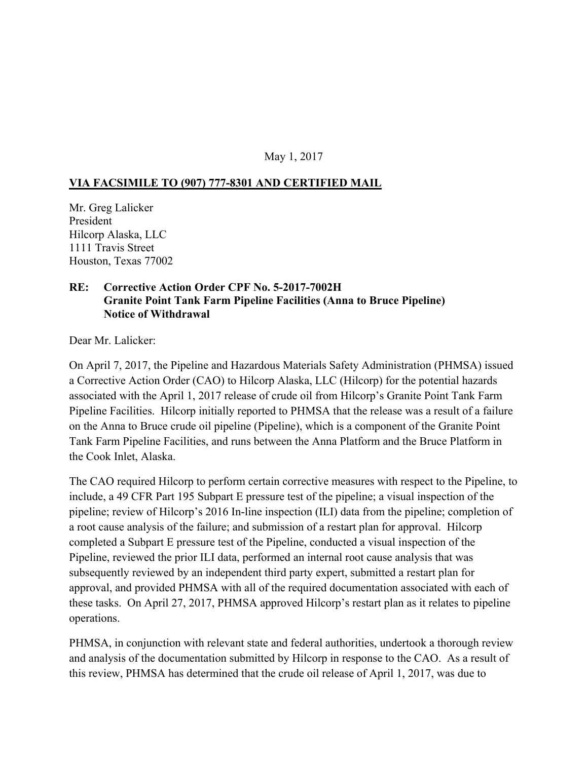May 1, 2017

**VIA FACSIMILE TO (907) 777-8301 AND CERTIFIED MAIL**

Mr. Greg Lalicker
President
Hilcorp Alaska, LLC
1111 Travis Street
Houston, Texas 77002

**RE: Corrective Action Order CPF No. 5-2017-7002H**
**Granite Point Tank Farm Pipeline Facilities (Anna to Bruce Pipeline)**
**Notice of Withdrawal**

Dear Mr. Lalicker:

On April 7, 2017, the Pipeline and Hazardous Materials Safety Administration (PHMSA) issued a Corrective Action Order (CAO) to Hilcorp Alaska, LLC (Hilcorp) for the potential hazards associated with the April 1, 2017 release of crude oil from Hilcorp's Granite Point Tank Farm Pipeline Facilities. Hilcorp initially reported to PHMSA that the release was a result of a failure on the Anna to Bruce crude oil pipeline (Pipeline), which is a component of the Granite Point Tank Farm Pipeline Facilities, and runs between the Anna Platform and the Bruce Platform in the Cook Inlet, Alaska.

The CAO required Hilcorp to perform certain corrective measures with respect to the Pipeline, to include, a 49 CFR Part 195 Subpart E pressure test of the pipeline; a visual inspection of the pipeline; review of Hilcorp's 2016 In-line inspection (ILI) data from the pipeline; completion of a root cause analysis of the failure; and submission of a restart plan for approval. Hilcorp completed a Subpart E pressure test of the Pipeline, conducted a visual inspection of the Pipeline, reviewed the prior ILI data, performed an internal root cause analysis that was subsequently reviewed by an independent third party expert, submitted a restart plan for approval, and provided PHMSA with all of the required documentation associated with each of these tasks. On April 27, 2017, PHMSA approved Hilcorp's restart plan as it relates to pipeline operations.

PHMSA, in conjunction with relevant state and federal authorities, undertook a thorough review and analysis of the documentation submitted by Hilcorp in response to the CAO. As a result of this review, PHMSA has determined that the crude oil release of April 1, 2017, was due to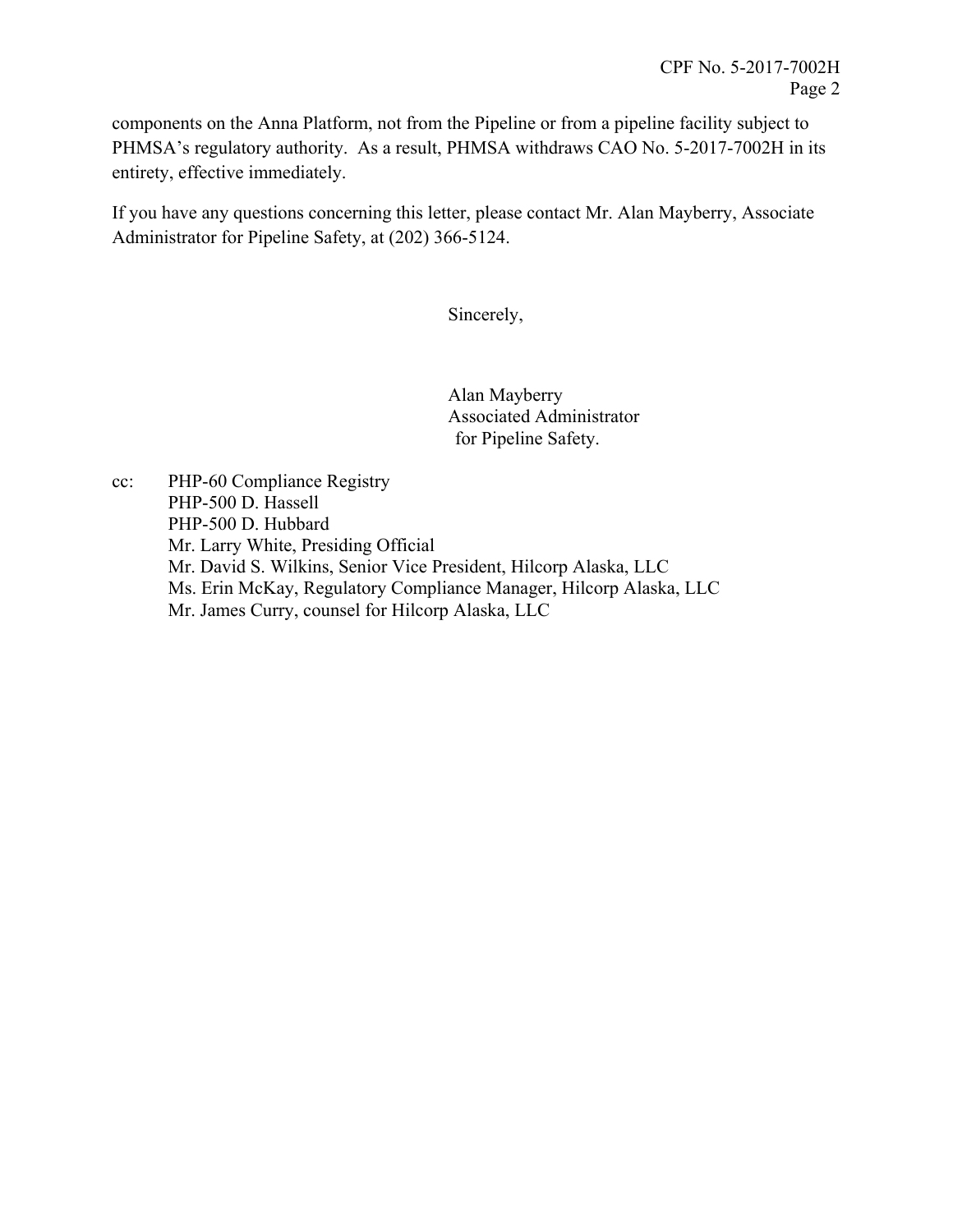components on the Anna Platform, not from the Pipeline or from a pipeline facility subject to PHMSA's regulatory authority. As a result, PHMSA withdraws CAO No. 5-2017-7002H in its entirety, effective immediately.

If you have any questions concerning this letter, please contact Mr. Alan Mayberry, Associate Administrator for Pipeline Safety, at (202) 366-5124.

Sincerely,

Alan Mayberry  
Associated Administrator  
for Pipeline Safety.

cc: PHP-60 Compliance Registry  
PHP-500 D. Hassell  
PHP-500 D. Hubbard  
Mr. Larry White, Presiding Official  
Mr. David S. Wilkins, Senior Vice President, Hilcorp Alaska, LLC  
Ms. Erin McKay, Regulatory Compliance Manager, Hilcorp Alaska, LLC  
Mr. James Curry, counsel for Hilcorp Alaska, LLC